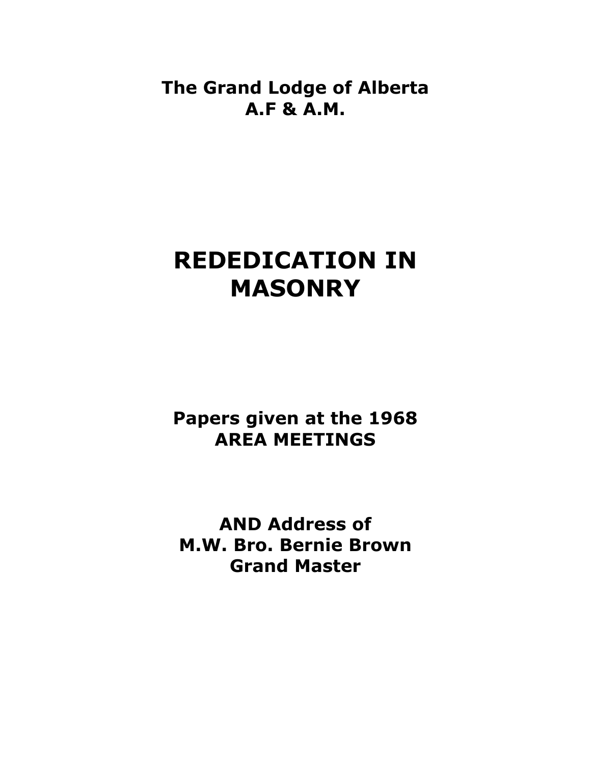**The Grand Lodge of Alberta**
**A.F & A.M.**

# REDEDICATION IN MASONRY

**Papers given at the 1968**
**AREA MEETINGS**

**AND Address of**
**M.W. Bro. Bernie Brown**
**Grand Master**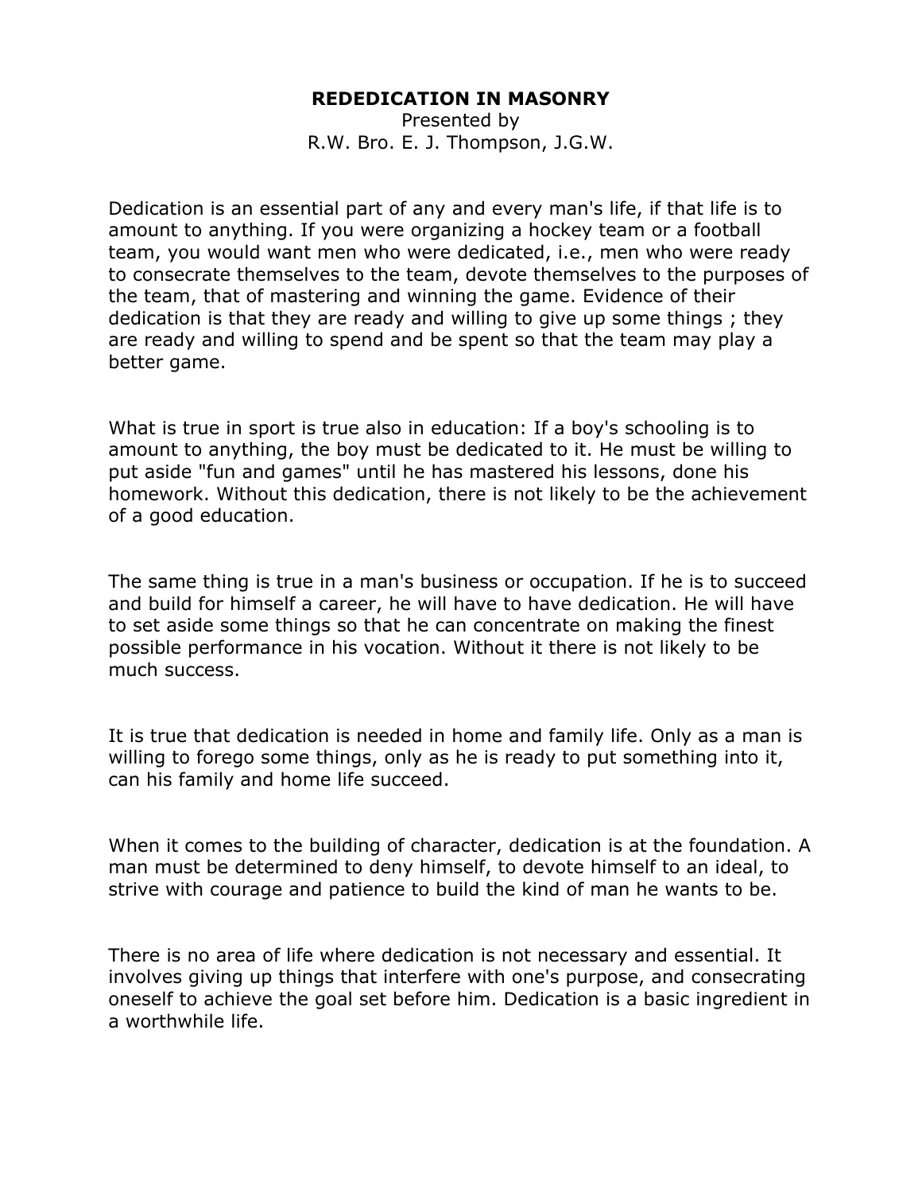# REDEDICATION IN MASONRY

Presented by
R.W. Bro. E. J. Thompson, J.G.W.

Dedication is an essential part of any and every man's life, if that life is to amount to anything. If you were organizing a hockey team or a football team, you would want men who were dedicated, i.e., men who were ready to consecrate themselves to the team, devote themselves to the purposes of the team, that of mastering and winning the game. Evidence of their dedication is that they are ready and willing to give up some things ; they are ready and willing to spend and be spent so that the team may play a better game.

What is true in sport is true also in education: If a boy's schooling is to amount to anything, the boy must be dedicated to it. He must be willing to put aside "fun and games" until he has mastered his lessons, done his homework. Without this dedication, there is not likely to be the achievement of a good education.

The same thing is true in a man's business or occupation. If he is to succeed and build for himself a career, he will have to have dedication. He will have to set aside some things so that he can concentrate on making the finest possible performance in his vocation. Without it there is not likely to be much success.

It is true that dedication is needed in home and family life. Only as a man is willing to forego some things, only as he is ready to put something into it, can his family and home life succeed.

When it comes to the building of character, dedication is at the foundation. A man must be determined to deny himself, to devote himself to an ideal, to strive with courage and patience to build the kind of man he wants to be.

There is no area of life where dedication is not necessary and essential. It involves giving up things that interfere with one's purpose, and consecrating oneself to achieve the goal set before him. Dedication is a basic ingredient in a worthwhile life.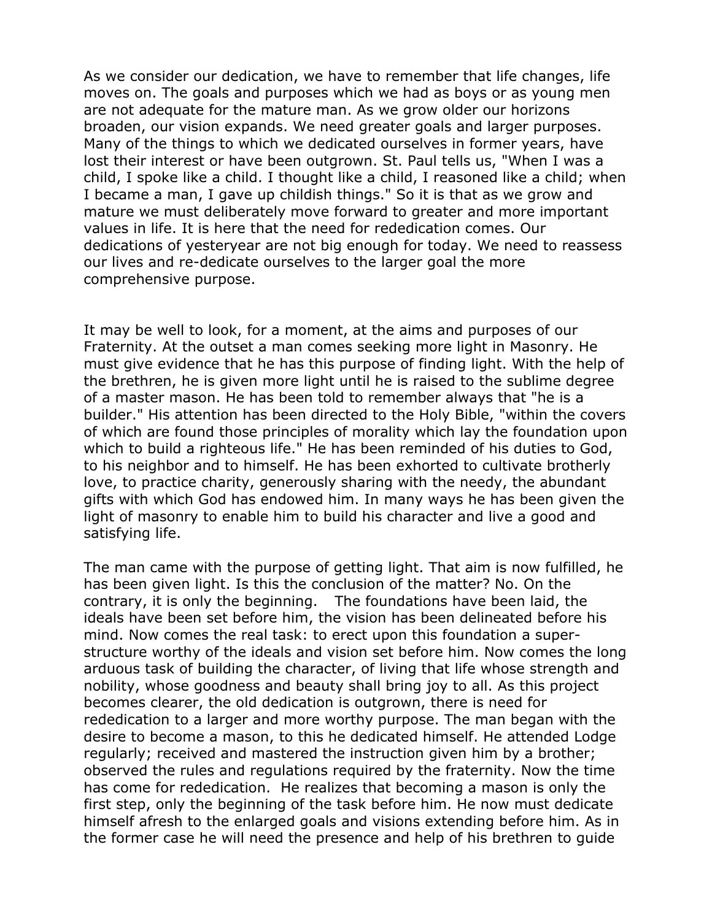As we consider our dedication, we have to remember that life changes, life moves on. The goals and purposes which we had as boys or as young men are not adequate for the mature man. As we grow older our horizons broaden, our vision expands. We need greater goals and larger purposes. Many of the things to which we dedicated ourselves in former years, have lost their interest or have been outgrown. St. Paul tells us, "When I was a child, I spoke like a child. I thought like a child, I reasoned like a child; when I became a man, I gave up childish things." So it is that as we grow and mature we must deliberately move forward to greater and more important values in life. It is here that the need for rededication comes. Our dedications of yesteryear are not big enough for today. We need to reassess our lives and re-dedicate ourselves to the larger goal the more comprehensive purpose.

It may be well to look, for a moment, at the aims and purposes of our Fraternity. At the outset a man comes seeking more light in Masonry. He must give evidence that he has this purpose of finding light. With the help of the brethren, he is given more light until he is raised to the sublime degree of a master mason. He has been told to remember always that "he is a builder." His attention has been directed to the Holy Bible, "within the covers of which are found those principles of morality which lay the foundation upon which to build a righteous life." He has been reminded of his duties to God, to his neighbor and to himself. He has been exhorted to cultivate brotherly love, to practice charity, generously sharing with the needy, the abundant gifts with which God has endowed him. In many ways he has been given the light of masonry to enable him to build his character and live a good and satisfying life.

The man came with the purpose of getting light. That aim is now fulfilled, he has been given light. Is this the conclusion of the matter? No. On the contrary, it is only the beginning. The foundations have been laid, the ideals have been set before him, the vision has been delineated before his mind. Now comes the real task: to erect upon this foundation a super-structure worthy of the ideals and vision set before him. Now comes the long arduous task of building the character, of living that life whose strength and nobility, whose goodness and beauty shall bring joy to all. As this project becomes clearer, the old dedication is outgrown, there is need for rededication to a larger and more worthy purpose. The man began with the desire to become a mason, to this he dedicated himself. He attended Lodge regularly; received and mastered the instruction given him by a brother; observed the rules and regulations required by the fraternity. Now the time has come for rededication. He realizes that becoming a mason is only the first step, only the beginning of the task before him. He now must dedicate himself afresh to the enlarged goals and visions extending before him. As in the former case he will need the presence and help of his brethren to guide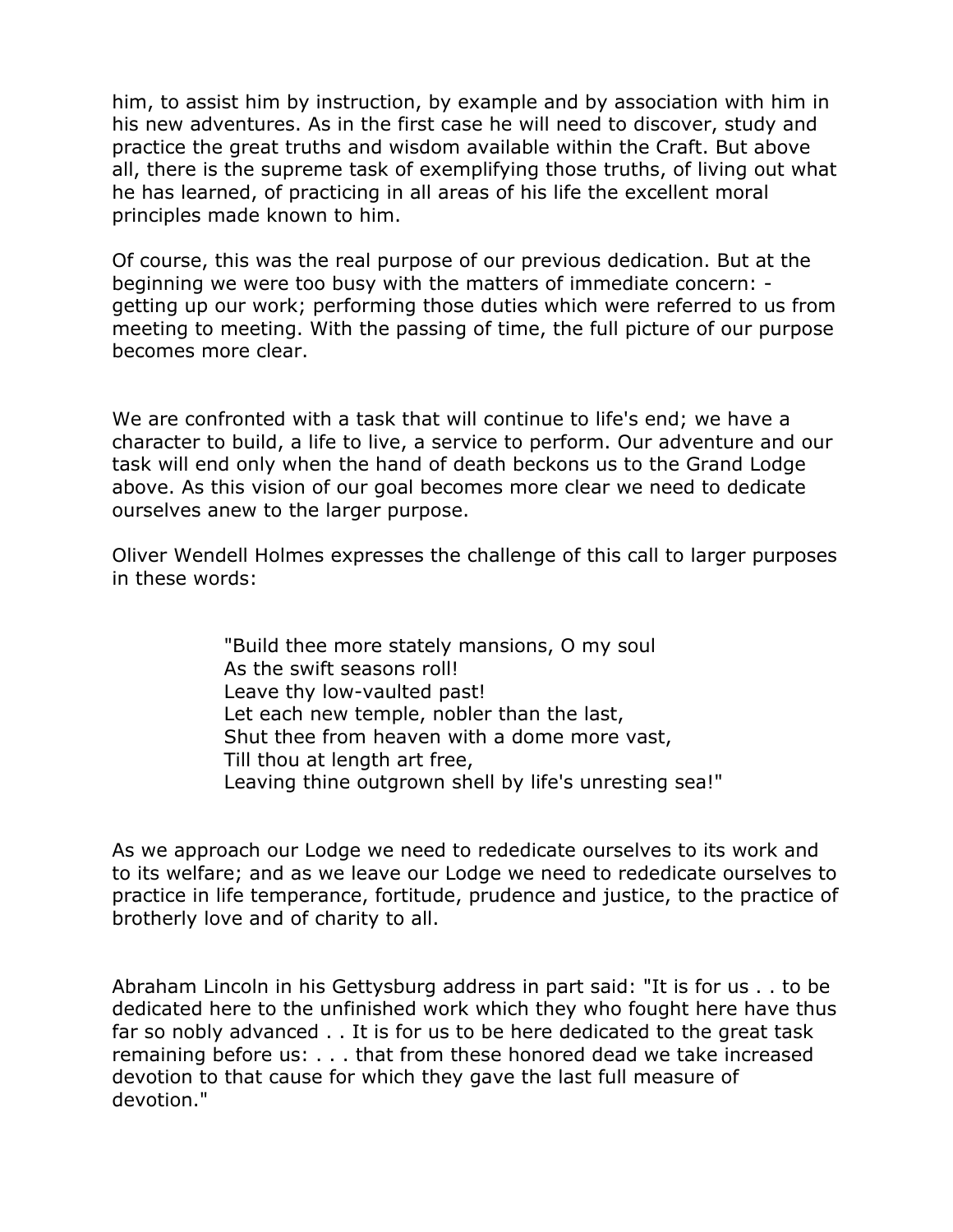him, to assist him by instruction, by example and by association with him in his new adventures. As in the first case he will need to discover, study and practice the great truths and wisdom available within the Craft. But above all, there is the supreme task of exemplifying those truths, of living out what he has learned, of practicing in all areas of his life the excellent moral principles made known to him.

Of course, this was the real purpose of our previous dedication. But at the beginning we were too busy with the matters of immediate concern: - getting up our work; performing those duties which were referred to us from meeting to meeting. With the passing of time, the full picture of our purpose becomes more clear.

We are confronted with a task that will continue to life's end; we have a character to build, a life to live, a service to perform. Our adventure and our task will end only when the hand of death beckons us to the Grand Lodge above. As this vision of our goal becomes more clear we need to dedicate ourselves anew to the larger purpose.

Oliver Wendell Holmes expresses the challenge of this call to larger purposes in these words:

> "Build thee more stately mansions, O my soul
> As the swift seasons roll!
> Leave thy low-vaulted past!
> Let each new temple, nobler than the last,
> Shut thee from heaven with a dome more vast,
> Till thou at length art free,
> Leaving thine outgrown shell by life's unresting sea!"

As we approach our Lodge we need to rededicate ourselves to its work and to its welfare; and as we leave our Lodge we need to rededicate ourselves to practice in life temperance, fortitude, prudence and justice, to the practice of brotherly love and of charity to all.

Abraham Lincoln in his Gettysburg address in part said: "It is for us . . to be dedicated here to the unfinished work which they who fought here have thus far so nobly advanced . . It is for us to be here dedicated to the great task remaining before us: . . . that from these honored dead we take increased devotion to that cause for which they gave the last full measure of devotion."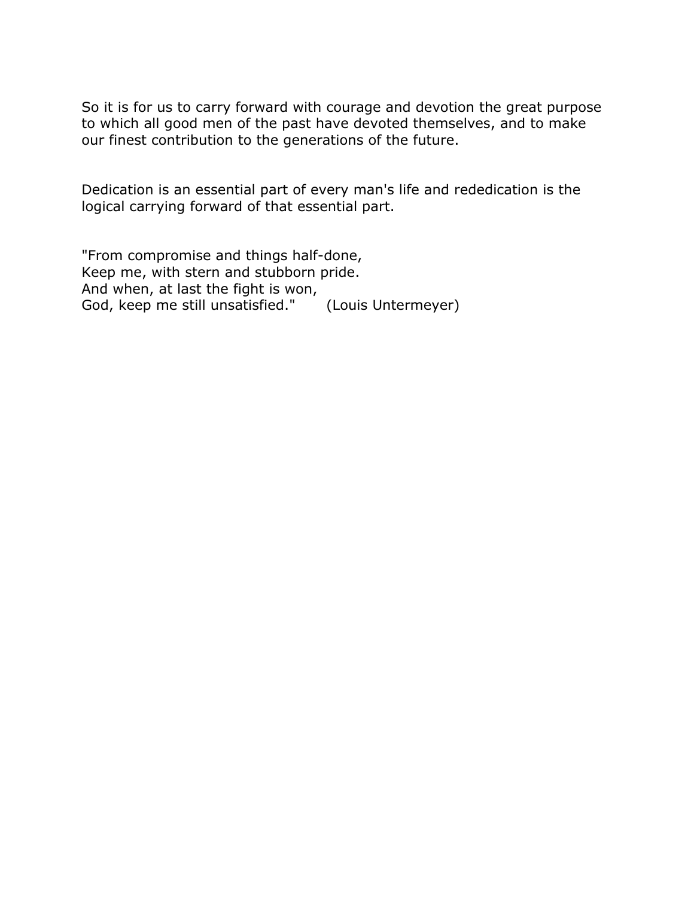So it is for us to carry forward with courage and devotion the great purpose to which all good men of the past have devoted themselves, and to make our finest contribution to the generations of the future.

Dedication is an essential part of every man's life and rededication is the logical carrying forward of that essential part.

"From compromise and things half-done,  
Keep me, with stern and stubborn pride.  
And when, at last the fight is won,  
God, keep me still unsatisfied."    (Louis Untermeyer)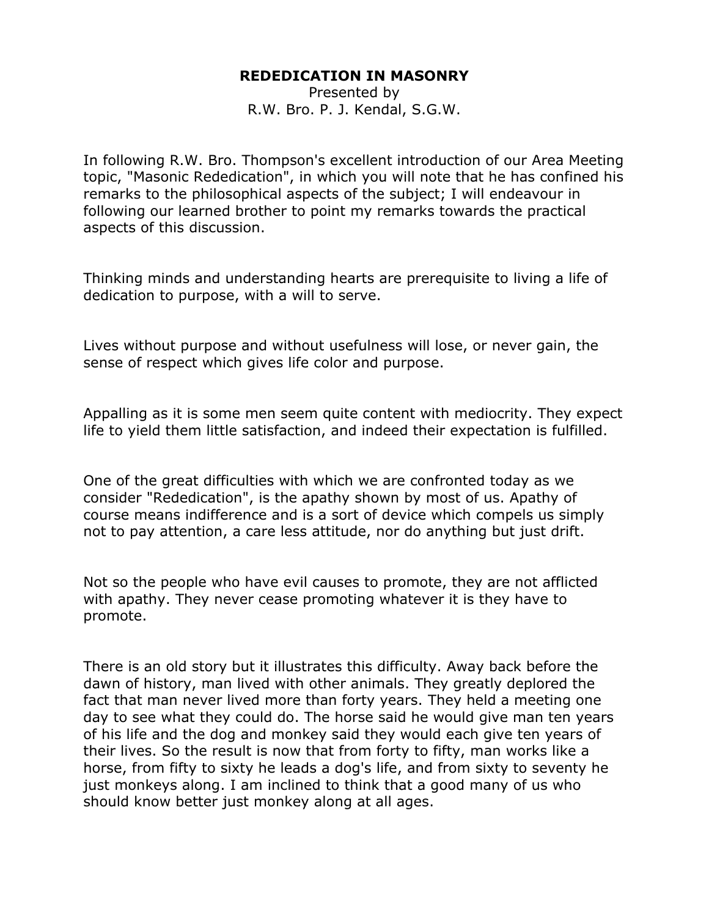# REDEDICATION IN MASONRY

Presented by
R.W. Bro. P. J. Kendal, S.G.W.

In following R.W. Bro. Thompson's excellent introduction of our Area Meeting topic, "Masonic Rededication", in which you will note that he has confined his remarks to the philosophical aspects of the subject; I will endeavour in following our learned brother to point my remarks towards the practical aspects of this discussion.

Thinking minds and understanding hearts are prerequisite to living a life of dedication to purpose, with a will to serve.

Lives without purpose and without usefulness will lose, or never gain, the sense of respect which gives life color and purpose.

Appalling as it is some men seem quite content with mediocrity. They expect life to yield them little satisfaction, and indeed their expectation is fulfilled.

One of the great difficulties with which we are confronted today as we consider "Rededication", is the apathy shown by most of us. Apathy of course means indifference and is a sort of device which compels us simply not to pay attention, a care less attitude, nor do anything but just drift.

Not so the people who have evil causes to promote, they are not afflicted with apathy. They never cease promoting whatever it is they have to promote.

There is an old story but it illustrates this difficulty. Away back before the dawn of history, man lived with other animals. They greatly deplored the fact that man never lived more than forty years. They held a meeting one day to see what they could do. The horse said he would give man ten years of his life and the dog and monkey said they would each give ten years of their lives. So the result is now that from forty to fifty, man works like a horse, from fifty to sixty he leads a dog's life, and from sixty to seventy he just monkeys along. I am inclined to think that a good many of us who should know better just monkey along at all ages.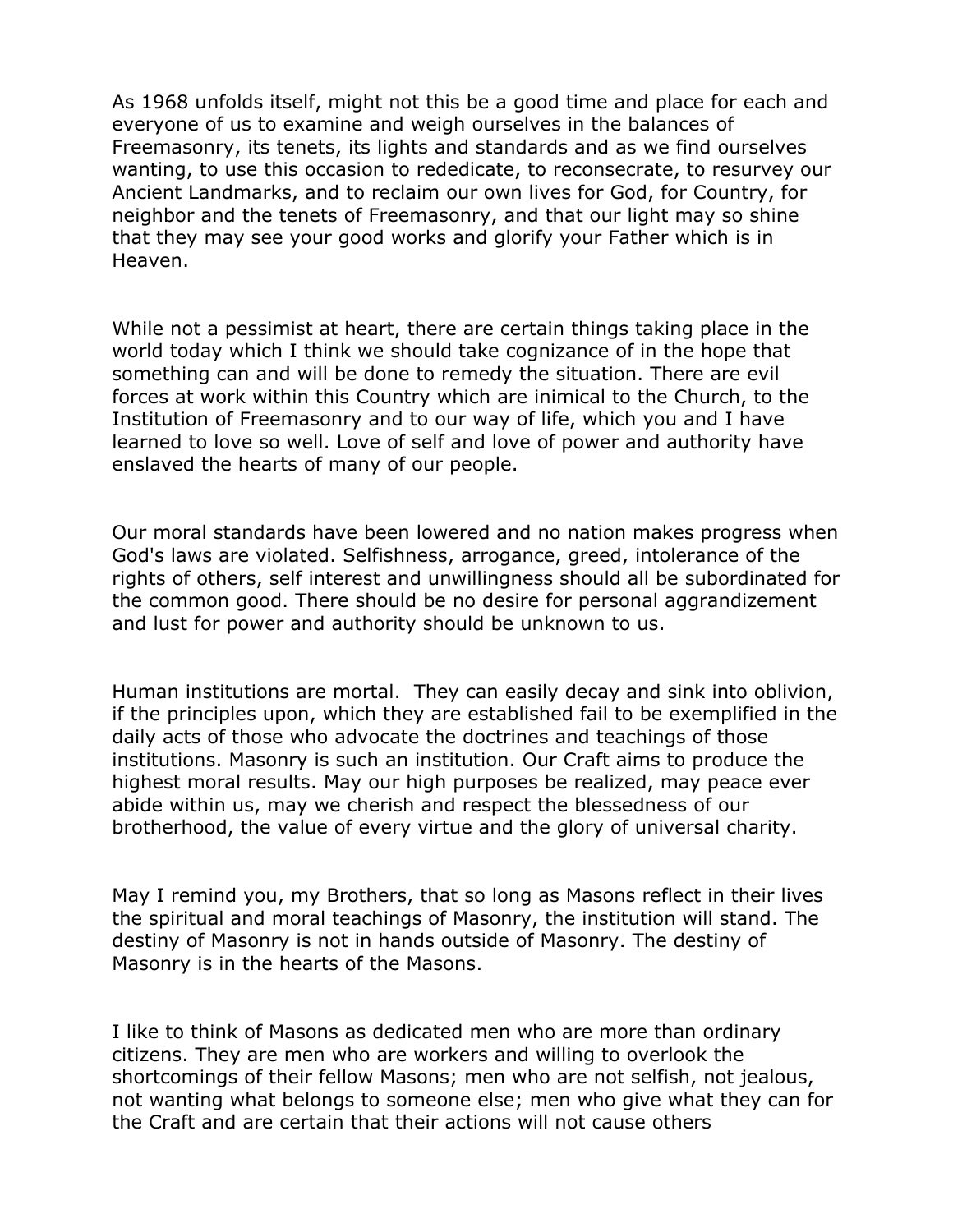As 1968 unfolds itself, might not this be a good time and place for each and everyone of us to examine and weigh ourselves in the balances of Freemasonry, its tenets, its lights and standards and as we find ourselves wanting, to use this occasion to rededicate, to reconsecrate, to resurvey our Ancient Landmarks, and to reclaim our own lives for God, for Country, for neighbor and the tenets of Freemasonry, and that our light may so shine that they may see your good works and glorify your Father which is in Heaven.

While not a pessimist at heart, there are certain things taking place in the world today which I think we should take cognizance of in the hope that something can and will be done to remedy the situation. There are evil forces at work within this Country which are inimical to the Church, to the Institution of Freemasonry and to our way of life, which you and I have learned to love so well. Love of self and love of power and authority have enslaved the hearts of many of our people.

Our moral standards have been lowered and no nation makes progress when God's laws are violated. Selfishness, arrogance, greed, intolerance of the rights of others, self interest and unwillingness should all be subordinated for the common good. There should be no desire for personal aggrandizement and lust for power and authority should be unknown to us.

Human institutions are mortal. They can easily decay and sink into oblivion, if the principles upon, which they are established fail to be exemplified in the daily acts of those who advocate the doctrines and teachings of those institutions. Masonry is such an institution. Our Craft aims to produce the highest moral results. May our high purposes be realized, may peace ever abide within us, may we cherish and respect the blessedness of our brotherhood, the value of every virtue and the glory of universal charity.

May I remind you, my Brothers, that so long as Masons reflect in their lives the spiritual and moral teachings of Masonry, the institution will stand. The destiny of Masonry is not in hands outside of Masonry. The destiny of Masonry is in the hearts of the Masons.

I like to think of Masons as dedicated men who are more than ordinary citizens. They are men who are workers and willing to overlook the shortcomings of their fellow Masons; men who are not selfish, not jealous, not wanting what belongs to someone else; men who give what they can for the Craft and are certain that their actions will not cause others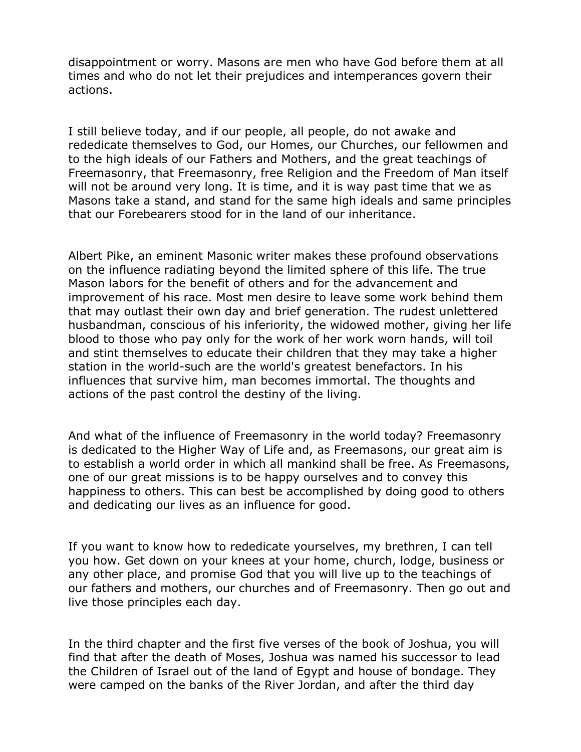disappointment or worry. Masons are men who have God before them at all times and who do not let their prejudices and intemperances govern their actions.

I still believe today, and if our people, all people, do not awake and rededicate themselves to God, our Homes, our Churches, our fellowmen and to the high ideals of our Fathers and Mothers, and the great teachings of Freemasonry, that Freemasonry, free Religion and the Freedom of Man itself will not be around very long. It is time, and it is way past time that we as Masons take a stand, and stand for the same high ideals and same principles that our Forebearers stood for in the land of our inheritance.

Albert Pike, an eminent Masonic writer makes these profound observations on the influence radiating beyond the limited sphere of this life. The true Mason labors for the benefit of others and for the advancement and improvement of his race. Most men desire to leave some work behind them that may outlast their own day and brief generation. The rudest unlettered husbandman, conscious of his inferiority, the widowed mother, giving her life blood to those who pay only for the work of her work worn hands, will toil and stint themselves to educate their children that they may take a higher station in the world-such are the world's greatest benefactors. In his influences that survive him, man becomes immortal. The thoughts and actions of the past control the destiny of the living.

And what of the influence of Freemasonry in the world today? Freemasonry is dedicated to the Higher Way of Life and, as Freemasons, our great aim is to establish a world order in which all mankind shall be free. As Freemasons, one of our great missions is to be happy ourselves and to convey this happiness to others. This can best be accomplished by doing good to others and dedicating our lives as an influence for good.

If you want to know how to rededicate yourselves, my brethren, I can tell you how. Get down on your knees at your home, church, lodge, business or any other place, and promise God that you will live up to the teachings of our fathers and mothers, our churches and of Freemasonry. Then go out and live those principles each day.

In the third chapter and the first five verses of the book of Joshua, you will find that after the death of Moses, Joshua was named his successor to lead the Children of Israel out of the land of Egypt and house of bondage. They were camped on the banks of the River Jordan, and after the third day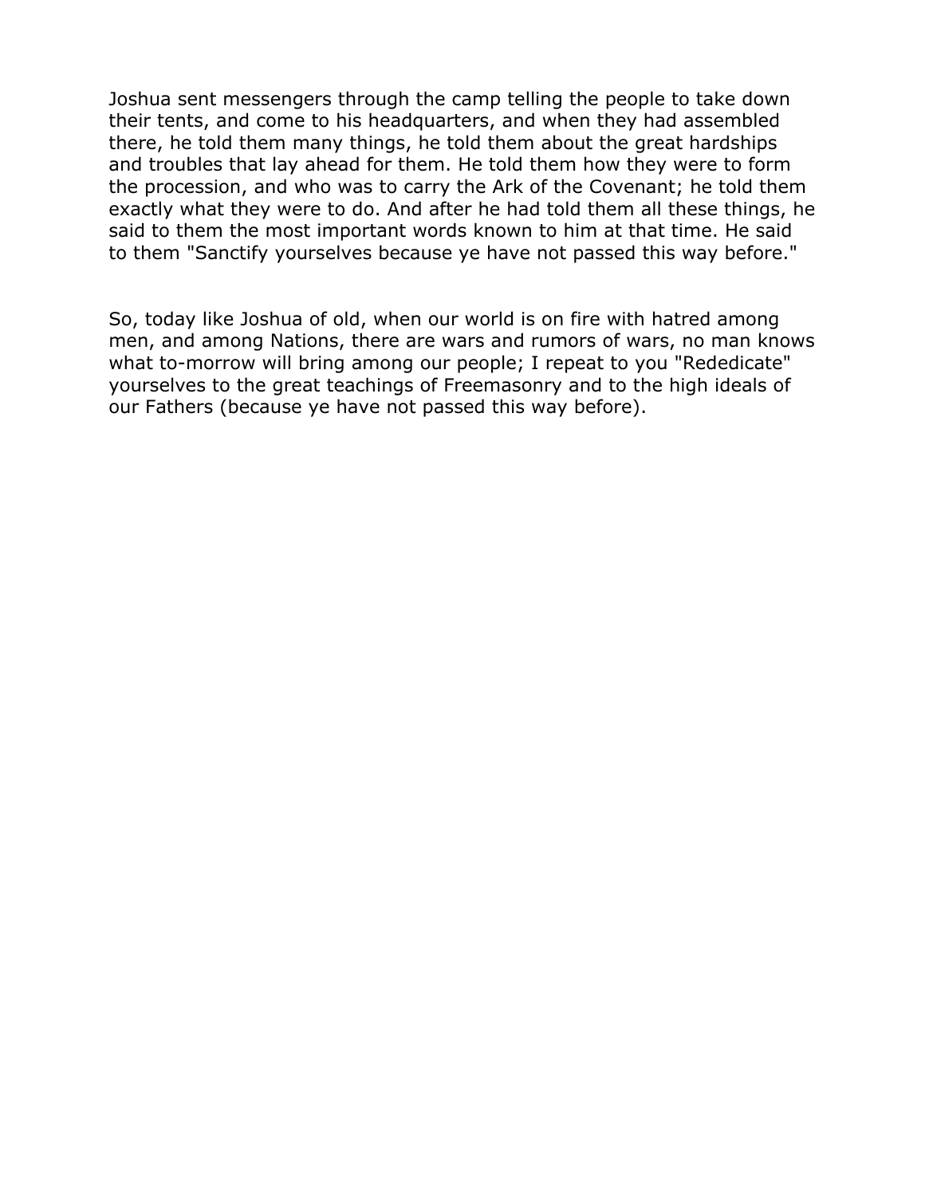Joshua sent messengers through the camp telling the people to take down their tents, and come to his headquarters, and when they had assembled there, he told them many things, he told them about the great hardships and troubles that lay ahead for them. He told them how they were to form the procession, and who was to carry the Ark of the Covenant; he told them exactly what they were to do. And after he had told them all these things, he said to them the most important words known to him at that time. He said to them "Sanctify yourselves because ye have not passed this way before."

So, today like Joshua of old, when our world is on fire with hatred among men, and among Nations, there are wars and rumors of wars, no man knows what to-morrow will bring among our people; I repeat to you "Rededicate" yourselves to the great teachings of Freemasonry and to the high ideals of our Fathers (because ye have not passed this way before).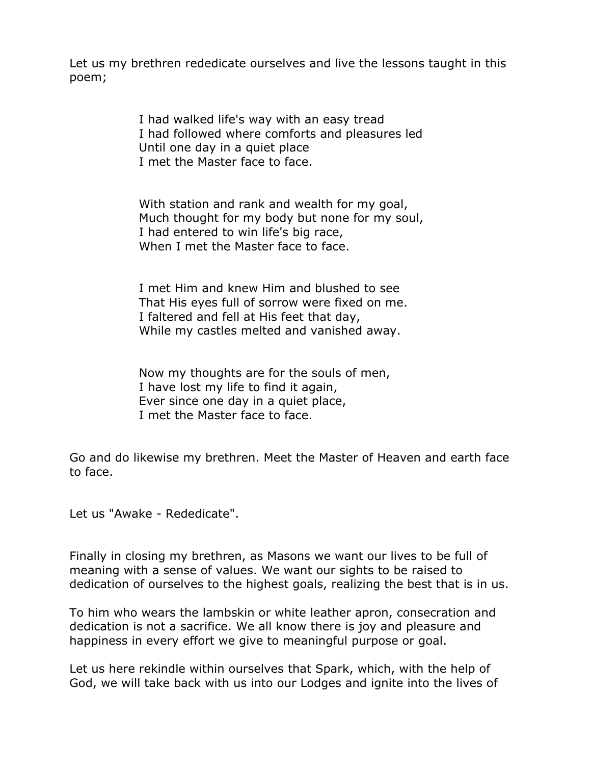Let us my brethren rededicate ourselves and live the lessons taught in this poem;

> I had walked life's way with an easy tread  
> I had followed where comforts and pleasures led  
> Until one day in a quiet place  
> I met the Master face to face.
>
> With station and rank and wealth for my goal,  
> Much thought for my body but none for my soul,  
> I had entered to win life's big race,  
> When I met the Master face to face.
>
> I met Him and knew Him and blushed to see  
> That His eyes full of sorrow were fixed on me.  
> I faltered and fell at His feet that day,  
> While my castles melted and vanished away.
>
> Now my thoughts are for the souls of men,  
> I have lost my life to find it again,  
> Ever since one day in a quiet place,  
> I met the Master face to face.

Go and do likewise my brethren. Meet the Master of Heaven and earth face to face.

Let us "Awake - Rededicate".

Finally in closing my brethren, as Masons we want our lives to be full of meaning with a sense of values. We want our sights to be raised to dedication of ourselves to the highest goals, realizing the best that is in us.

To him who wears the lambskin or white leather apron, consecration and dedication is not a sacrifice. We all know there is joy and pleasure and happiness in every effort we give to meaningful purpose or goal.

Let us here rekindle within ourselves that Spark, which, with the help of God, we will take back with us into our Lodges and ignite into the lives of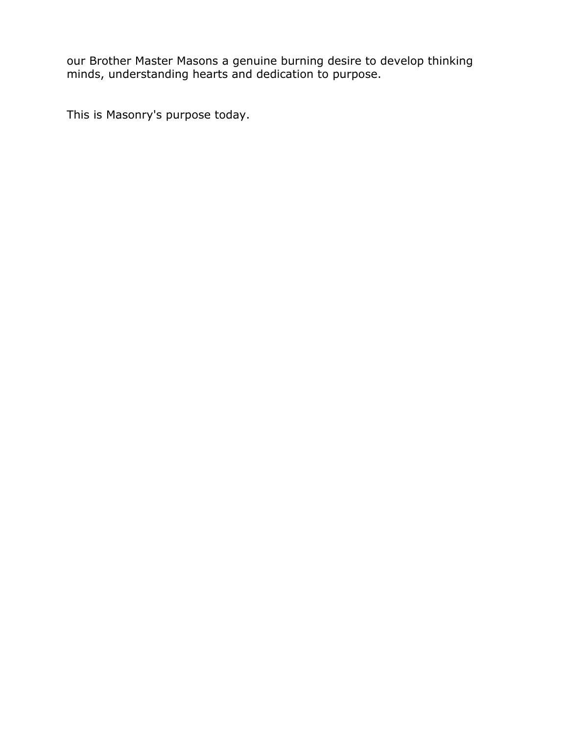our Brother Master Masons a genuine burning desire to develop thinking minds, understanding hearts and dedication to purpose.

This is Masonry's purpose today.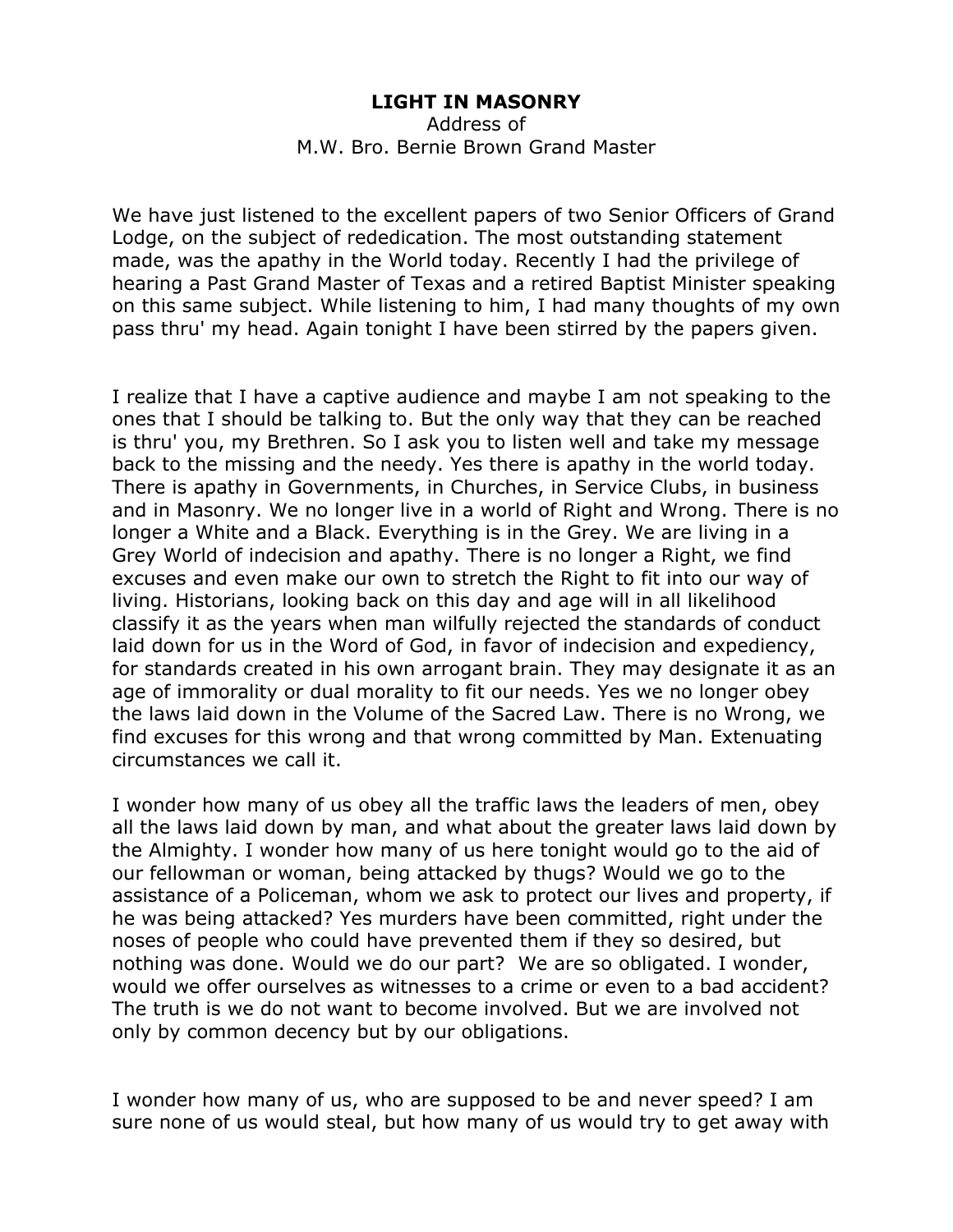**LIGHT IN MASONRY**

Address of

M.W. Bro. Bernie Brown Grand Master

We have just listened to the excellent papers of two Senior Officers of Grand Lodge, on the subject of rededication. The most outstanding statement made, was the apathy in the World today. Recently I had the privilege of hearing a Past Grand Master of Texas and a retired Baptist Minister speaking on this same subject. While listening to him, I had many thoughts of my own pass thru' my head. Again tonight I have been stirred by the papers given.

I realize that I have a captive audience and maybe I am not speaking to the ones that I should be talking to. But the only way that they can be reached is thru' you, my Brethren. So I ask you to listen well and take my message back to the missing and the needy. Yes there is apathy in the world today. There is apathy in Governments, in Churches, in Service Clubs, in business and in Masonry. We no longer live in a world of Right and Wrong. There is no longer a White and a Black. Everything is in the Grey. We are living in a Grey World of indecision and apathy. There is no longer a Right, we find excuses and even make our own to stretch the Right to fit into our way of living. Historians, looking back on this day and age will in all likelihood classify it as the years when man wilfully rejected the standards of conduct laid down for us in the Word of God, in favor of indecision and expediency, for standards created in his own arrogant brain. They may designate it as an age of immorality or dual morality to fit our needs. Yes we no longer obey the laws laid down in the Volume of the Sacred Law. There is no Wrong, we find excuses for this wrong and that wrong committed by Man. Extenuating circumstances we call it.

I wonder how many of us obey all the traffic laws the leaders of men, obey all the laws laid down by man, and what about the greater laws laid down by the Almighty. I wonder how many of us here tonight would go to the aid of our fellowman or woman, being attacked by thugs? Would we go to the assistance of a Policeman, whom we ask to protect our lives and property, if he was being attacked? Yes murders have been committed, right under the noses of people who could have prevented them if they so desired, but nothing was done. Would we do our part? We are so obligated. I wonder, would we offer ourselves as witnesses to a crime or even to a bad accident? The truth is we do not want to become involved. But we are involved not only by common decency but by our obligations.

I wonder how many of us, who are supposed to be and never speed? I am sure none of us would steal, but how many of us would try to get away with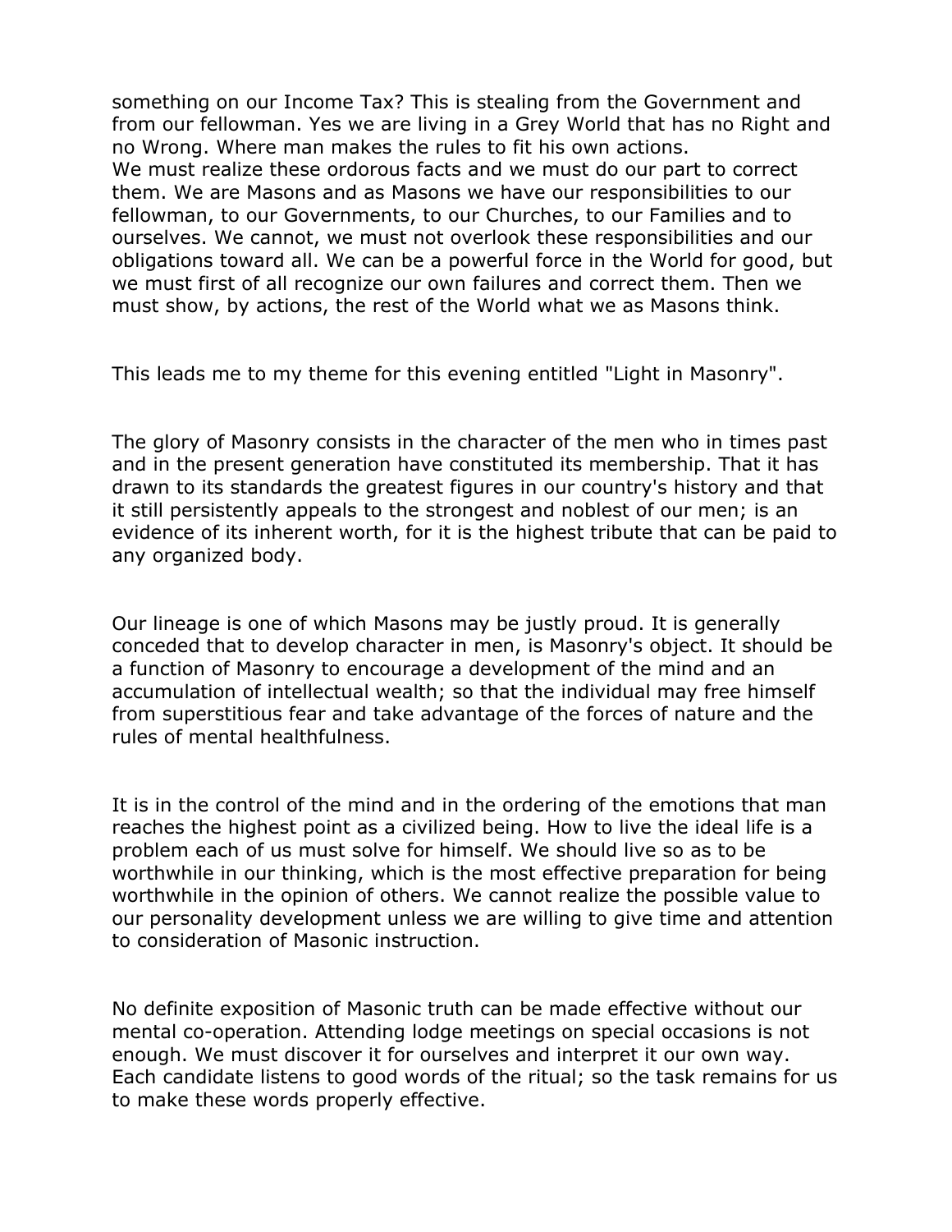something on our Income Tax? This is stealing from the Government and from our fellowman. Yes we are living in a Grey World that has no Right and no Wrong. Where man makes the rules to fit his own actions.
We must realize these ordorous facts and we must do our part to correct them. We are Masons and as Masons we have our responsibilities to our fellowman, to our Governments, to our Churches, to our Families and to ourselves. We cannot, we must not overlook these responsibilities and our obligations toward all. We can be a powerful force in the World for good, but we must first of all recognize our own failures and correct them. Then we must show, by actions, the rest of the World what we as Masons think.

This leads me to my theme for this evening entitled "Light in Masonry".

The glory of Masonry consists in the character of the men who in times past and in the present generation have constituted its membership. That it has drawn to its standards the greatest figures in our country's history and that it still persistently appeals to the strongest and noblest of our men; is an evidence of its inherent worth, for it is the highest tribute that can be paid to any organized body.

Our lineage is one of which Masons may be justly proud. It is generally conceded that to develop character in men, is Masonry's object. It should be a function of Masonry to encourage a development of the mind and an accumulation of intellectual wealth; so that the individual may free himself from superstitious fear and take advantage of the forces of nature and the rules of mental healthfulness.

It is in the control of the mind and in the ordering of the emotions that man reaches the highest point as a civilized being. How to live the ideal life is a problem each of us must solve for himself. We should live so as to be worthwhile in our thinking, which is the most effective preparation for being worthwhile in the opinion of others. We cannot realize the possible value to our personality development unless we are willing to give time and attention to consideration of Masonic instruction.

No definite exposition of Masonic truth can be made effective without our mental co-operation. Attending lodge meetings on special occasions is not enough. We must discover it for ourselves and interpret it our own way. Each candidate listens to good words of the ritual; so the task remains for us to make these words properly effective.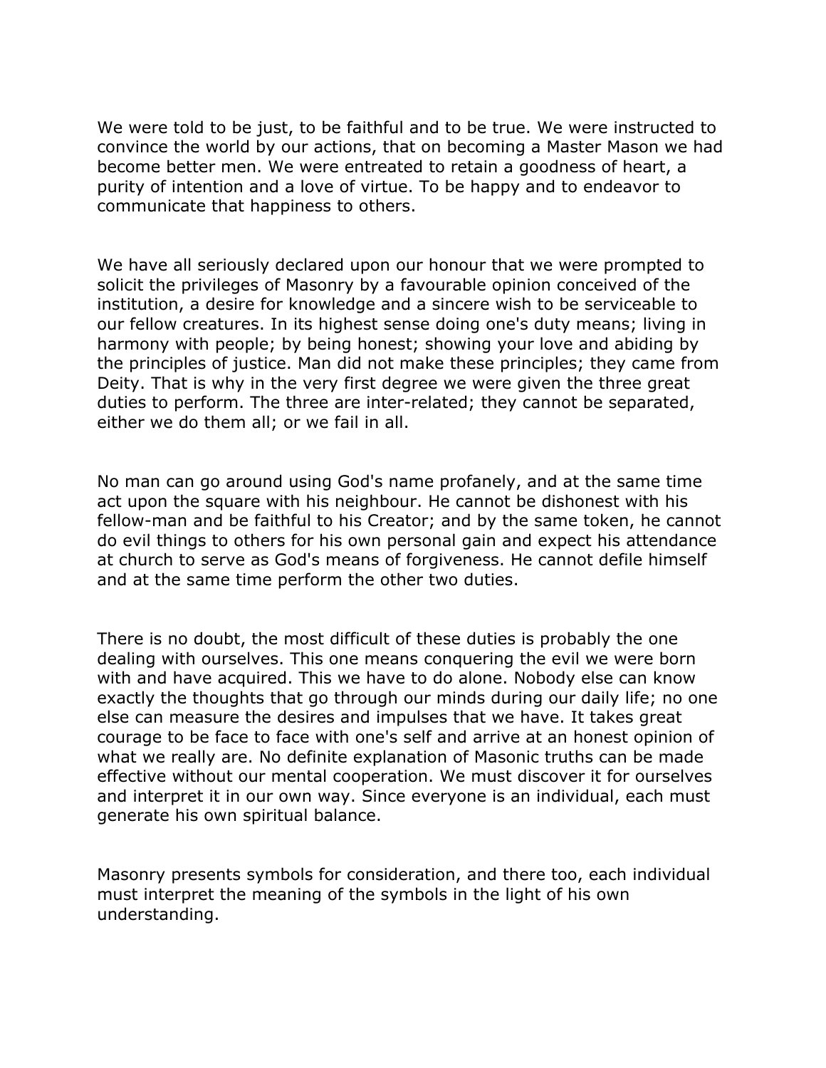We were told to be just, to be faithful and to be true. We were instructed to convince the world by our actions, that on becoming a Master Mason we had become better men. We were entreated to retain a goodness of heart, a purity of intention and a love of virtue. To be happy and to endeavor to communicate that happiness to others.

We have all seriously declared upon our honour that we were prompted to solicit the privileges of Masonry by a favourable opinion conceived of the institution, a desire for knowledge and a sincere wish to be serviceable to our fellow creatures. In its highest sense doing one's duty means; living in harmony with people; by being honest; showing your love and abiding by the principles of justice. Man did not make these principles; they came from Deity. That is why in the very first degree we were given the three great duties to perform. The three are inter-related; they cannot be separated, either we do them all; or we fail in all.

No man can go around using God's name profanely, and at the same time act upon the square with his neighbour. He cannot be dishonest with his fellow-man and be faithful to his Creator; and by the same token, he cannot do evil things to others for his own personal gain and expect his attendance at church to serve as God's means of forgiveness. He cannot defile himself and at the same time perform the other two duties.

There is no doubt, the most difficult of these duties is probably the one dealing with ourselves. This one means conquering the evil we were born with and have acquired. This we have to do alone. Nobody else can know exactly the thoughts that go through our minds during our daily life; no one else can measure the desires and impulses that we have. It takes great courage to be face to face with one's self and arrive at an honest opinion of what we really are. No definite explanation of Masonic truths can be made effective without our mental cooperation. We must discover it for ourselves and interpret it in our own way. Since everyone is an individual, each must generate his own spiritual balance.

Masonry presents symbols for consideration, and there too, each individual must interpret the meaning of the symbols in the light of his own understanding.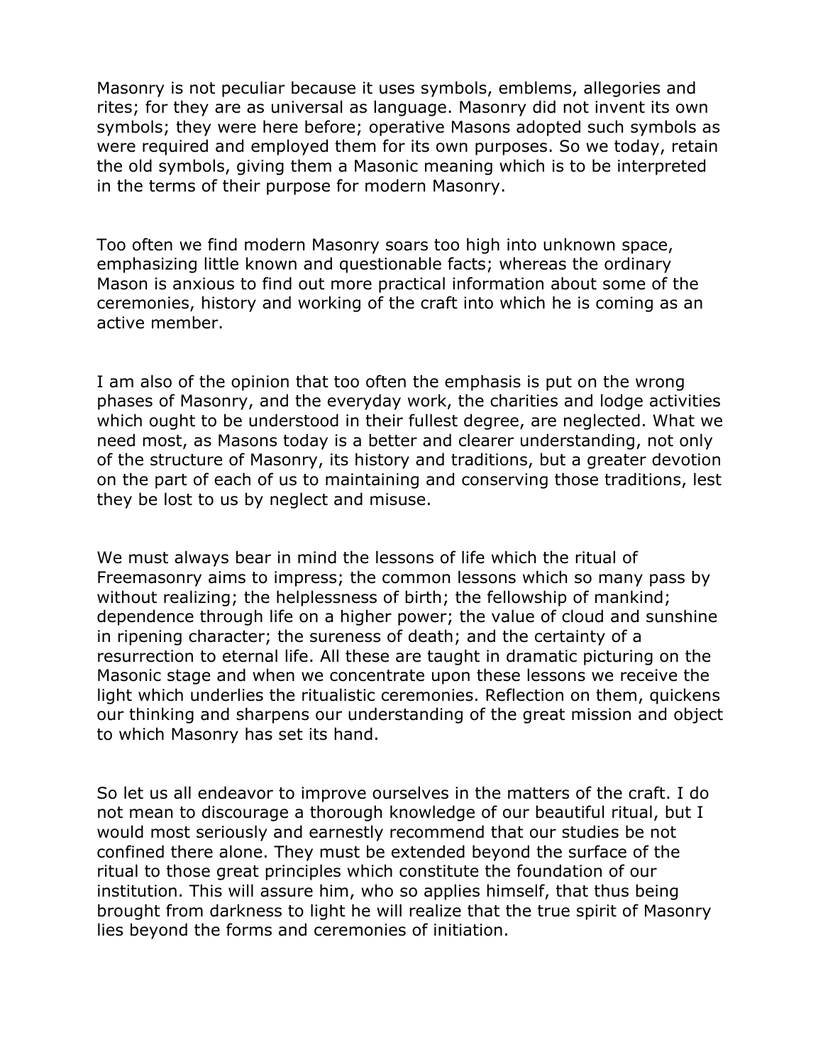Masonry is not peculiar because it uses symbols, emblems, allegories and rites; for they are as universal as language. Masonry did not invent its own symbols; they were here before; operative Masons adopted such symbols as were required and employed them for its own purposes. So we today, retain the old symbols, giving them a Masonic meaning which is to be interpreted in the terms of their purpose for modern Masonry.

Too often we find modern Masonry soars too high into unknown space, emphasizing little known and questionable facts; whereas the ordinary Mason is anxious to find out more practical information about some of the ceremonies, history and working of the craft into which he is coming as an active member.

I am also of the opinion that too often the emphasis is put on the wrong phases of Masonry, and the everyday work, the charities and lodge activities which ought to be understood in their fullest degree, are neglected. What we need most, as Masons today is a better and clearer understanding, not only of the structure of Masonry, its history and traditions, but a greater devotion on the part of each of us to maintaining and conserving those traditions, lest they be lost to us by neglect and misuse.

We must always bear in mind the lessons of life which the ritual of Freemasonry aims to impress; the common lessons which so many pass by without realizing; the helplessness of birth; the fellowship of mankind; dependence through life on a higher power; the value of cloud and sunshine in ripening character; the sureness of death; and the certainty of a resurrection to eternal life. All these are taught in dramatic picturing on the Masonic stage and when we concentrate upon these lessons we receive the light which underlies the ritualistic ceremonies. Reflection on them, quickens our thinking and sharpens our understanding of the great mission and object to which Masonry has set its hand.

So let us all endeavor to improve ourselves in the matters of the craft. I do not mean to discourage a thorough knowledge of our beautiful ritual, but I would most seriously and earnestly recommend that our studies be not confined there alone. They must be extended beyond the surface of the ritual to those great principles which constitute the foundation of our institution. This will assure him, who so applies himself, that thus being brought from darkness to light he will realize that the true spirit of Masonry lies beyond the forms and ceremonies of initiation.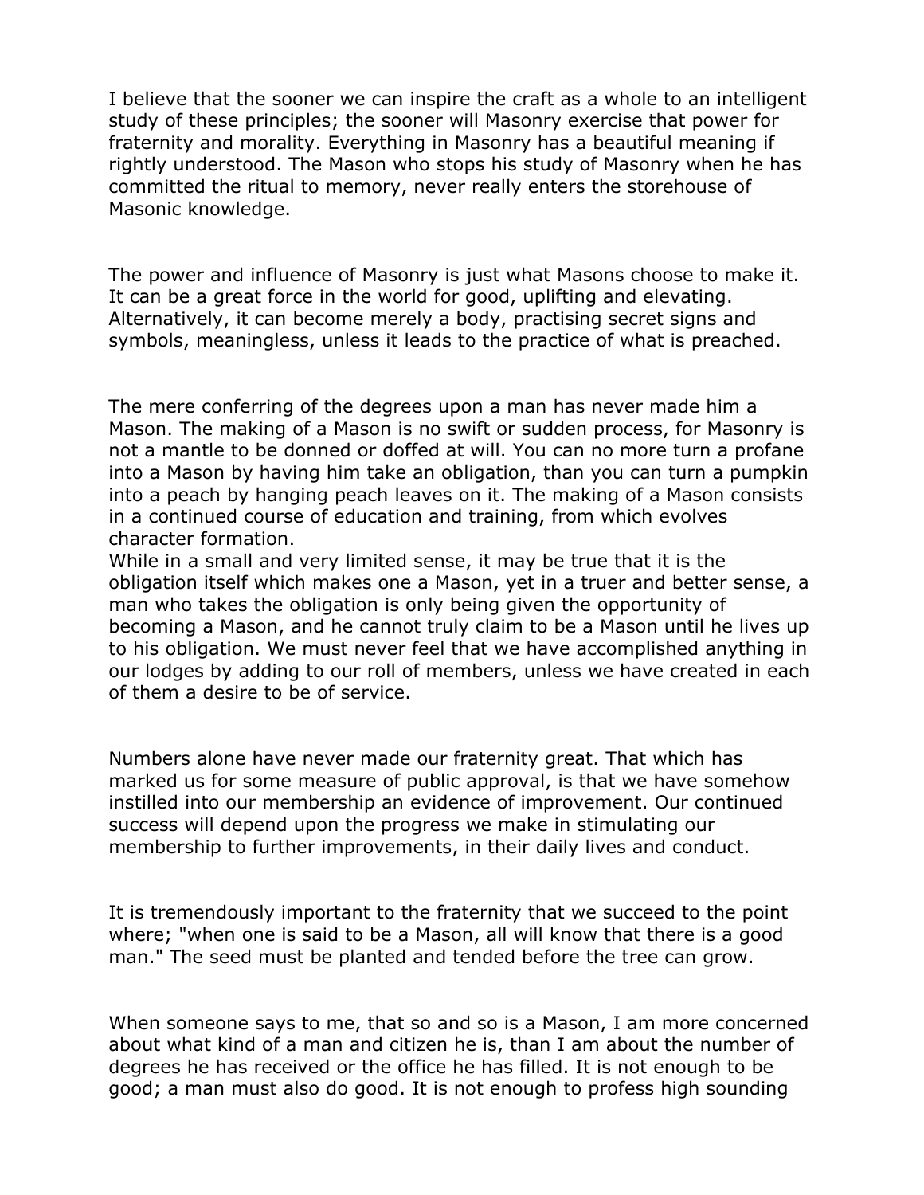I believe that the sooner we can inspire the craft as a whole to an intelligent study of these principles; the sooner will Masonry exercise that power for fraternity and morality. Everything in Masonry has a beautiful meaning if rightly understood. The Mason who stops his study of Masonry when he has committed the ritual to memory, never really enters the storehouse of Masonic knowledge.

The power and influence of Masonry is just what Masons choose to make it. It can be a great force in the world for good, uplifting and elevating. Alternatively, it can become merely a body, practising secret signs and symbols, meaningless, unless it leads to the practice of what is preached.

The mere conferring of the degrees upon a man has never made him a Mason. The making of a Mason is no swift or sudden process, for Masonry is not a mantle to be donned or doffed at will. You can no more turn a profane into a Mason by having him take an obligation, than you can turn a pumpkin into a peach by hanging peach leaves on it. The making of a Mason consists in a continued course of education and training, from which evolves character formation.
While in a small and very limited sense, it may be true that it is the obligation itself which makes one a Mason, yet in a truer and better sense, a man who takes the obligation is only being given the opportunity of becoming a Mason, and he cannot truly claim to be a Mason until he lives up to his obligation. We must never feel that we have accomplished anything in our lodges by adding to our roll of members, unless we have created in each of them a desire to be of service.

Numbers alone have never made our fraternity great. That which has marked us for some measure of public approval, is that we have somehow instilled into our membership an evidence of improvement. Our continued success will depend upon the progress we make in stimulating our membership to further improvements, in their daily lives and conduct.

It is tremendously important to the fraternity that we succeed to the point where; "when one is said to be a Mason, all will know that there is a good man." The seed must be planted and tended before the tree can grow.

When someone says to me, that so and so is a Mason, I am more concerned about what kind of a man and citizen he is, than I am about the number of degrees he has received or the office he has filled. It is not enough to be good; a man must also do good. It is not enough to profess high sounding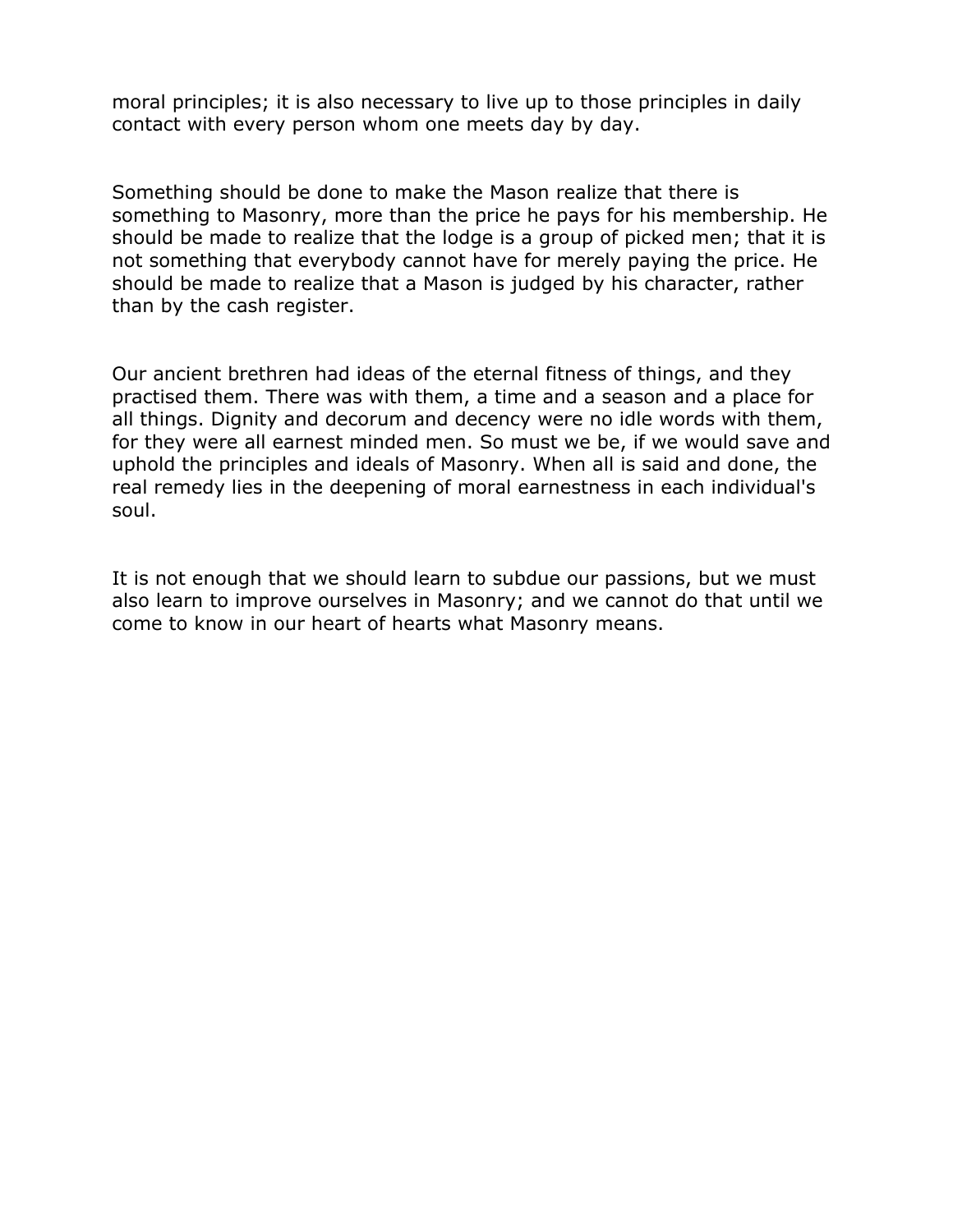moral principles; it is also necessary to live up to those principles in daily contact with every person whom one meets day by day.

Something should be done to make the Mason realize that there is something to Masonry, more than the price he pays for his membership. He should be made to realize that the lodge is a group of picked men; that it is not something that everybody cannot have for merely paying the price. He should be made to realize that a Mason is judged by his character, rather than by the cash register.

Our ancient brethren had ideas of the eternal fitness of things, and they practised them. There was with them, a time and a season and a place for all things. Dignity and decorum and decency were no idle words with them, for they were all earnest minded men. So must we be, if we would save and uphold the principles and ideals of Masonry. When all is said and done, the real remedy lies in the deepening of moral earnestness in each individual's soul.

It is not enough that we should learn to subdue our passions, but we must also learn to improve ourselves in Masonry; and we cannot do that until we come to know in our heart of hearts what Masonry means.